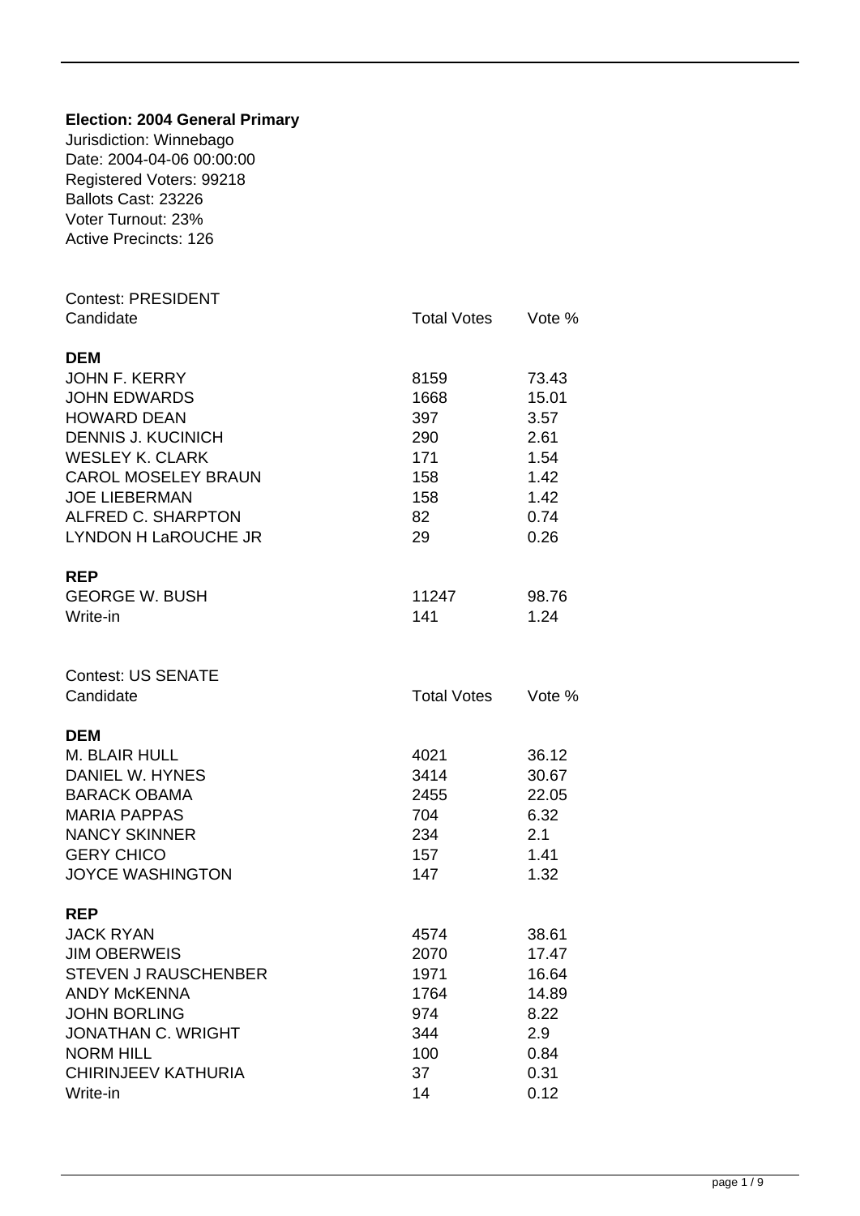**Election: 2004 General Primary**

Jurisdiction: Winnebago
Date: 2004-04-06 00:00:00
Registered Voters: 99218
Ballots Cast: 23226
Voter Turnout: 23%
Active Precincts: 126

Contest: PRESIDENT

| Candidate | Total Votes | Vote % |
|---|---|---|
| **DEM** | | |
| JOHN F. KERRY | 8159 | 73.43 |
| JOHN EDWARDS | 1668 | 15.01 |
| HOWARD DEAN | 397 | 3.57 |
| DENNIS J. KUCINICH | 290 | 2.61 |
| WESLEY K. CLARK | 171 | 1.54 |
| CAROL MOSELEY BRAUN | 158 | 1.42 |
| JOE LIEBERMAN | 158 | 1.42 |
| ALFRED C. SHARPTON | 82 | 0.74 |
| LYNDON H LaROUCHE JR | 29 | 0.26 |
| **REP** | | |
| GEORGE W. BUSH | 11247 | 98.76 |
| Write-in | 141 | 1.24 |

Contest: US SENATE

| Candidate | Total Votes | Vote % |
|---|---|---|
| **DEM** | | |
| M. BLAIR HULL | 4021 | 36.12 |
| DANIEL W. HYNES | 3414 | 30.67 |
| BARACK OBAMA | 2455 | 22.05 |
| MARIA PAPPAS | 704 | 6.32 |
| NANCY SKINNER | 234 | 2.1 |
| GERY CHICO | 157 | 1.41 |
| JOYCE WASHINGTON | 147 | 1.32 |
| **REP** | | |
| JACK RYAN | 4574 | 38.61 |
| JIM OBERWEIS | 2070 | 17.47 |
| STEVEN J RAUSCHENBER | 1971 | 16.64 |
| ANDY McKENNA | 1764 | 14.89 |
| JOHN BORLING | 974 | 8.22 |
| JONATHAN C. WRIGHT | 344 | 2.9 |
| NORM HILL | 100 | 0.84 |
| CHIRINJEEV KATHURIA | 37 | 0.31 |
| Write-in | 14 | 0.12 |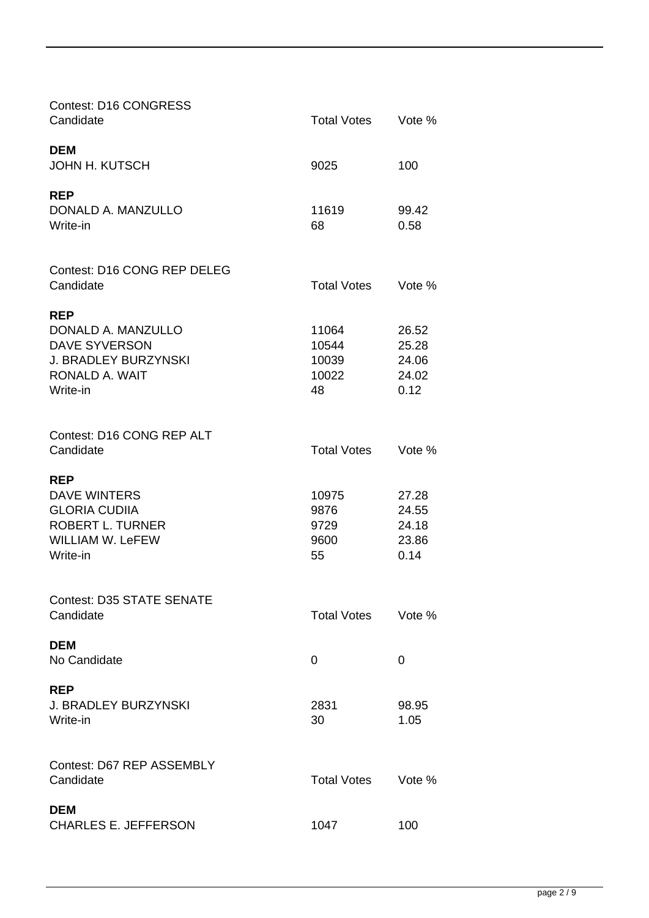Contest: D16 CONGRESS

| Candidate | Total Votes | Vote % |
| --- | --- | --- |
| **DEM** | | |
| JOHN H. KUTSCH | 9025 | 100 |
| **REP** | | |
| DONALD A. MANZULLO | 11619 | 99.42 |
| Write-in | 68 | 0.58 |

Contest: D16 CONG REP DELEG

| Candidate | Total Votes | Vote % |
| --- | --- | --- |
| **REP** | | |
| DONALD A. MANZULLO | 11064 | 26.52 |
| DAVE SYVERSON | 10544 | 25.28 |
| J. BRADLEY BURZYNSKI | 10039 | 24.06 |
| RONALD A. WAIT | 10022 | 24.02 |
| Write-in | 48 | 0.12 |

Contest: D16 CONG REP ALT

| Candidate | Total Votes | Vote % |
| --- | --- | --- |
| **REP** | | |
| DAVE WINTERS | 10975 | 27.28 |
| GLORIA CUDIIA | 9876 | 24.55 |
| ROBERT L. TURNER | 9729 | 24.18 |
| WILLIAM W. LeFEW | 9600 | 23.86 |
| Write-in | 55 | 0.14 |

Contest: D35 STATE SENATE

| Candidate | Total Votes | Vote % |
| --- | --- | --- |
| **DEM** | | |
| No Candidate | 0 | 0 |
| **REP** | | |
| J. BRADLEY BURZYNSKI | 2831 | 98.95 |
| Write-in | 30 | 1.05 |

Contest: D67 REP ASSEMBLY

| Candidate | Total Votes | Vote % |
| --- | --- | --- |
| **DEM** | | |
| CHARLES E. JEFFERSON | 1047 | 100 |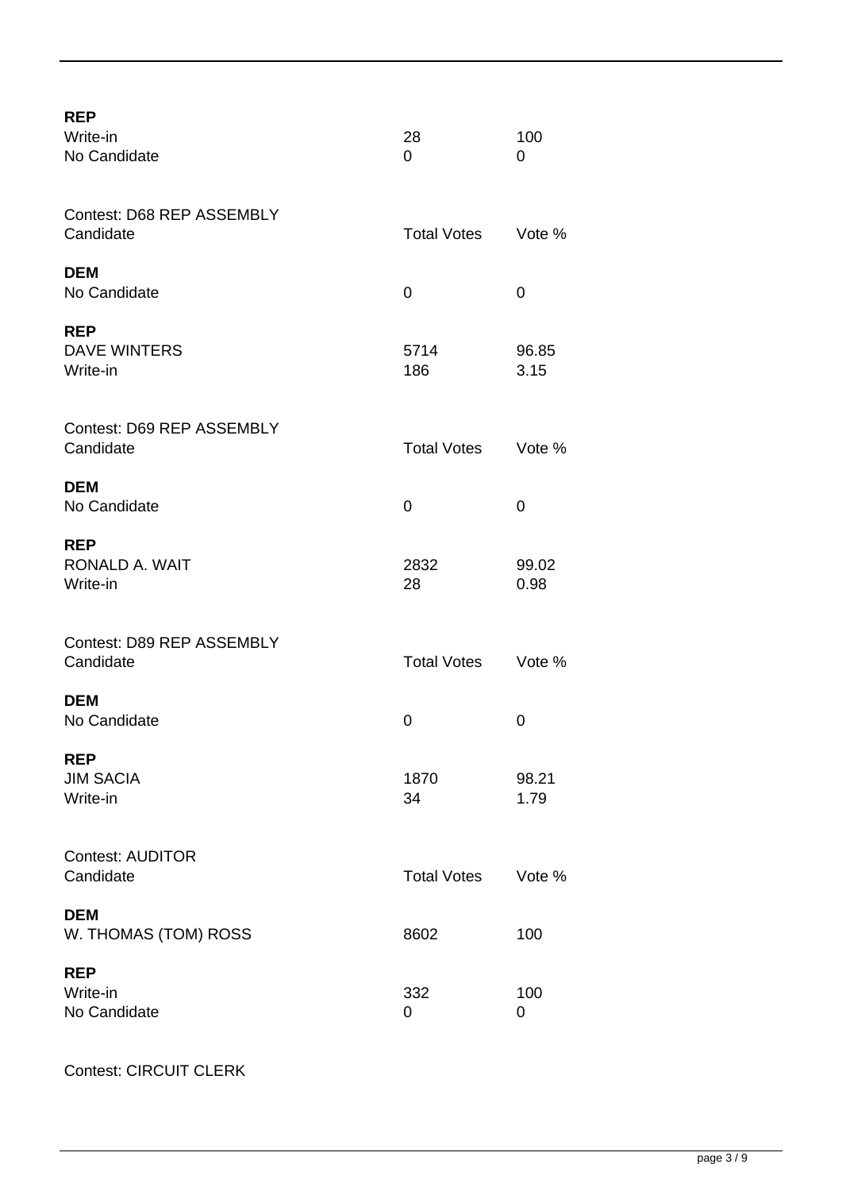**REP**

| | | |
|---|---|---|
| Write-in | 28 | 100 |
| No Candidate | 0 | 0 |

Contest: D68 REP ASSEMBLY

| Candidate | Total Votes | Vote % |
|---|---|---|
| **DEM** | | |
| No Candidate | 0 | 0 |
| **REP** | | |
| DAVE WINTERS | 5714 | 96.85 |
| Write-in | 186 | 3.15 |

Contest: D69 REP ASSEMBLY

| Candidate | Total Votes | Vote % |
|---|---|---|
| **DEM** | | |
| No Candidate | 0 | 0 |
| **REP** | | |
| RONALD A. WAIT | 2832 | 99.02 |
| Write-in | 28 | 0.98 |

Contest: D89 REP ASSEMBLY

| Candidate | Total Votes | Vote % |
|---|---|---|
| **DEM** | | |
| No Candidate | 0 | 0 |
| **REP** | | |
| JIM SACIA | 1870 | 98.21 |
| Write-in | 34 | 1.79 |

Contest: AUDITOR

| Candidate | Total Votes | Vote % |
|---|---|---|
| **DEM** | | |
| W. THOMAS (TOM) ROSS | 8602 | 100 |
| **REP** | | |
| Write-in | 332 | 100 |
| No Candidate | 0 | 0 |

Contest: CIRCUIT CLERK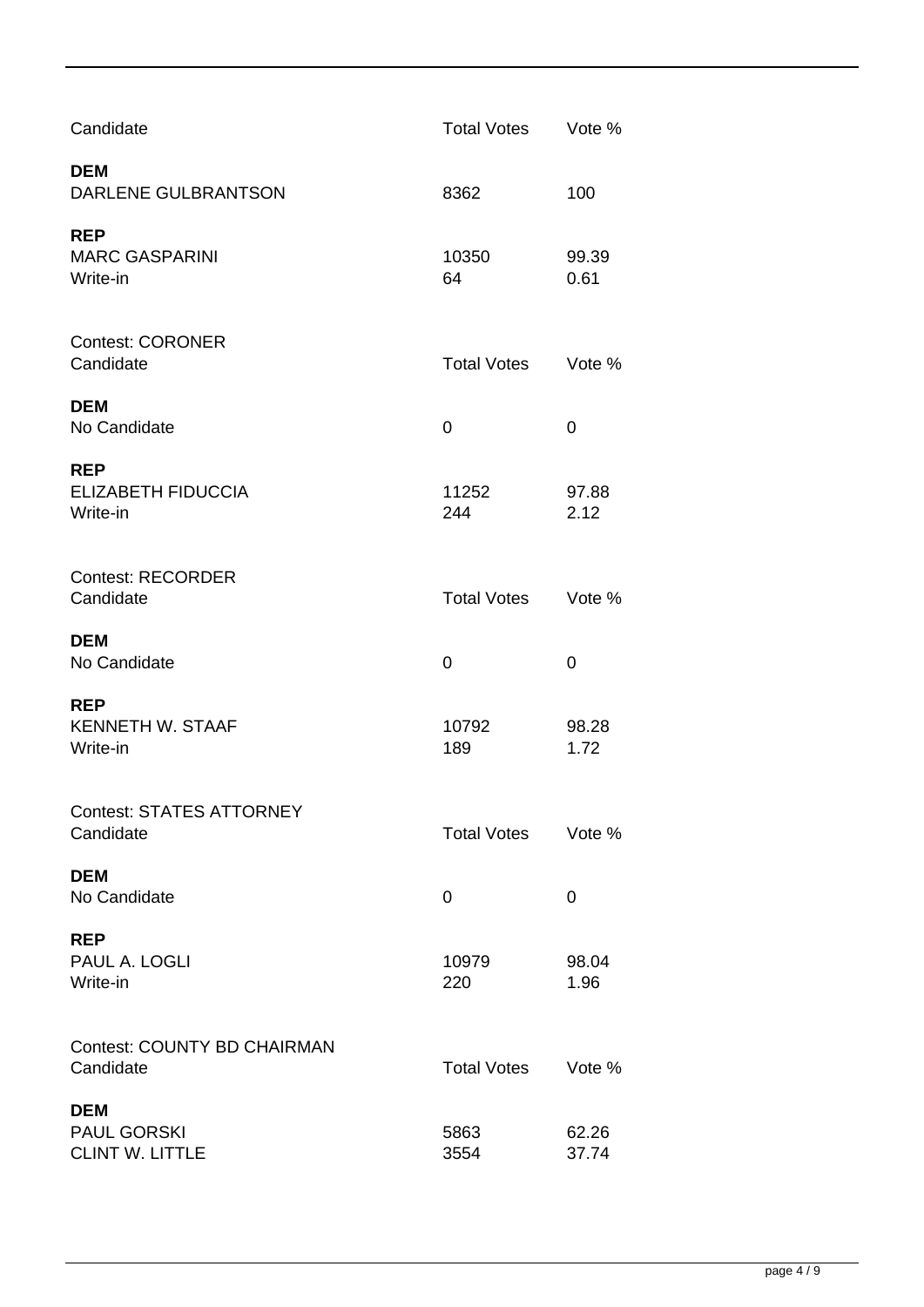| Candidate | Total Votes | Vote % |
|---|---|---|
| **DEM** | | |
| DARLENE GULBRANTSON | 8362 | 100 |
| **REP** | | |
| MARC GASPARINI | 10350 | 99.39 |
| Write-in | 64 | 0.61 |

Contest: CORONER

| Candidate | Total Votes | Vote % |
|---|---|---|
| **DEM** | | |
| No Candidate | 0 | 0 |
| **REP** | | |
| ELIZABETH FIDUCCIA | 11252 | 97.88 |
| Write-in | 244 | 2.12 |

Contest: RECORDER

| Candidate | Total Votes | Vote % |
|---|---|---|
| **DEM** | | |
| No Candidate | 0 | 0 |
| **REP** | | |
| KENNETH W. STAAF | 10792 | 98.28 |
| Write-in | 189 | 1.72 |

Contest: STATES ATTORNEY

| Candidate | Total Votes | Vote % |
|---|---|---|
| **DEM** | | |
| No Candidate | 0 | 0 |
| **REP** | | |
| PAUL A. LOGLI | 10979 | 98.04 |
| Write-in | 220 | 1.96 |

Contest: COUNTY BD CHAIRMAN

| Candidate | Total Votes | Vote % |
|---|---|---|
| **DEM** | | |
| PAUL GORSKI | 5863 | 62.26 |
| CLINT W. LITTLE | 3554 | 37.74 |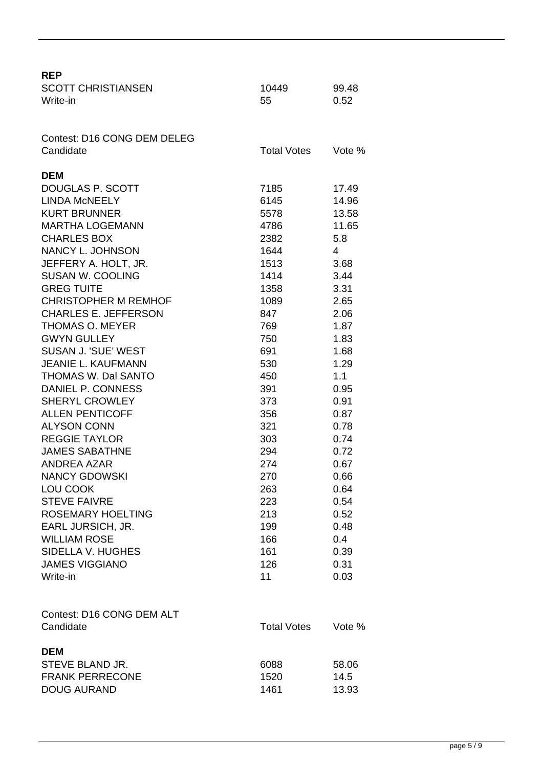**REP**

| | | |
|---|---|---|
| SCOTT CHRISTIANSEN | 10449 | 99.48 |
| Write-in | 55 | 0.52 |

Contest: D16 CONG DEM DELEG

| Candidate | Total Votes | Vote % |
|---|---|---|
| **DEM** | | |
| DOUGLAS P. SCOTT | 7185 | 17.49 |
| LINDA McNEELY | 6145 | 14.96 |
| KURT BRUNNER | 5578 | 13.58 |
| MARTHA LOGEMANN | 4786 | 11.65 |
| CHARLES BOX | 2382 | 5.8 |
| NANCY L. JOHNSON | 1644 | 4 |
| JEFFERY A. HOLT, JR. | 1513 | 3.68 |
| SUSAN W. COOLING | 1414 | 3.44 |
| GREG TUITE | 1358 | 3.31 |
| CHRISTOPHER M REMHOF | 1089 | 2.65 |
| CHARLES E. JEFFERSON | 847 | 2.06 |
| THOMAS O. MEYER | 769 | 1.87 |
| GWYN GULLEY | 750 | 1.83 |
| SUSAN J. 'SUE' WEST | 691 | 1.68 |
| JEANIE L. KAUFMANN | 530 | 1.29 |
| THOMAS W. Dal SANTO | 450 | 1.1 |
| DANIEL P. CONNESS | 391 | 0.95 |
| SHERYL CROWLEY | 373 | 0.91 |
| ALLEN PENTICOFF | 356 | 0.87 |
| ALYSON CONN | 321 | 0.78 |
| REGGIE TAYLOR | 303 | 0.74 |
| JAMES SABATHNE | 294 | 0.72 |
| ANDREA AZAR | 274 | 0.67 |
| NANCY GDOWSKI | 270 | 0.66 |
| LOU COOK | 263 | 0.64 |
| STEVE FAIVRE | 223 | 0.54 |
| ROSEMARY HOELTING | 213 | 0.52 |
| EARL JURSICH, JR. | 199 | 0.48 |
| WILLIAM ROSE | 166 | 0.4 |
| SIDELLA V. HUGHES | 161 | 0.39 |
| JAMES VIGGIANO | 126 | 0.31 |
| Write-in | 11 | 0.03 |

Contest: D16 CONG DEM ALT

| Candidate | Total Votes | Vote % |
|---|---|---|
| **DEM** | | |
| STEVE BLAND JR. | 6088 | 58.06 |
| FRANK PERRECONE | 1520 | 14.5 |
| DOUG AURAND | 1461 | 13.93 |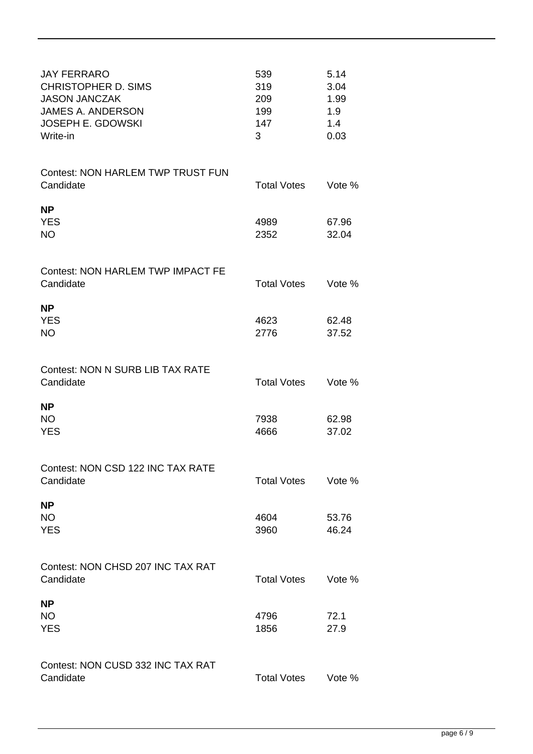| | | |
|---|---|---|
| JAY FERRARO | 539 | 5.14 |
| CHRISTOPHER D. SIMS | 319 | 3.04 |
| JASON JANCZAK | 209 | 1.99 |
| JAMES A. ANDERSON | 199 | 1.9 |
| JOSEPH E. GDOWSKI | 147 | 1.4 |
| Write-in | 3 | 0.03 |

Contest: NON HARLEM TWP TRUST FUN

| Candidate | Total Votes | Vote % |
|---|---|---|
| **NP** | | |
| YES | 4989 | 67.96 |
| NO | 2352 | 32.04 |

Contest: NON HARLEM TWP IMPACT FE

| Candidate | Total Votes | Vote % |
|---|---|---|
| **NP** | | |
| YES | 4623 | 62.48 |
| NO | 2776 | 37.52 |

Contest: NON N SURB LIB TAX RATE

| Candidate | Total Votes | Vote % |
|---|---|---|
| **NP** | | |
| NO | 7938 | 62.98 |
| YES | 4666 | 37.02 |

Contest: NON CSD 122 INC TAX RATE

| Candidate | Total Votes | Vote % |
|---|---|---|
| **NP** | | |
| NO | 4604 | 53.76 |
| YES | 3960 | 46.24 |

Contest: NON CHSD 207 INC TAX RAT

| Candidate | Total Votes | Vote % |
|---|---|---|
| **NP** | | |
| NO | 4796 | 72.1 |
| YES | 1856 | 27.9 |

Contest: NON CUSD 332 INC TAX RAT

| Candidate | Total Votes | Vote % |
|---|---|---|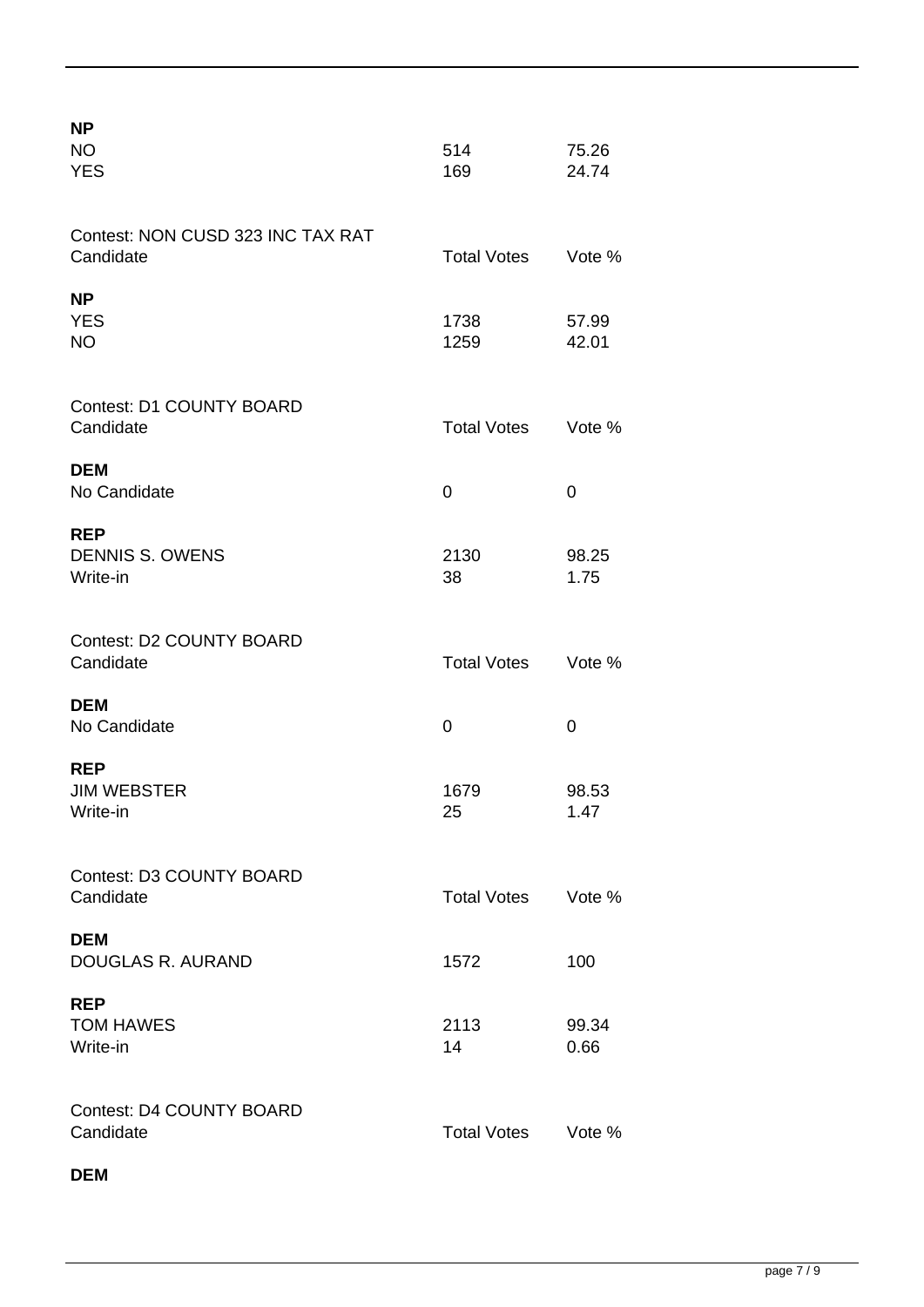**NP**

| | | |
|---|---|---|
| NO | 514 | 75.26 |
| YES | 169 | 24.74 |

Contest: NON CUSD 323 INC TAX RAT

| Candidate | Total Votes | Vote % |
|---|---|---|
| **NP** | | |
| YES | 1738 | 57.99 |
| NO | 1259 | 42.01 |

Contest: D1 COUNTY BOARD

| Candidate | Total Votes | Vote % |
|---|---|---|
| **DEM** | | |
| No Candidate | 0 | 0 |
| **REP** | | |
| DENNIS S. OWENS | 2130 | 98.25 |
| Write-in | 38 | 1.75 |

Contest: D2 COUNTY BOARD

| Candidate | Total Votes | Vote % |
|---|---|---|
| **DEM** | | |
| No Candidate | 0 | 0 |
| **REP** | | |
| JIM WEBSTER | 1679 | 98.53 |
| Write-in | 25 | 1.47 |

Contest: D3 COUNTY BOARD

| Candidate | Total Votes | Vote % |
|---|---|---|
| **DEM** | | |
| DOUGLAS R. AURAND | 1572 | 100 |
| **REP** | | |
| TOM HAWES | 2113 | 99.34 |
| Write-in | 14 | 0.66 |

Contest: D4 COUNTY BOARD

| Candidate | Total Votes | Vote % |
|---|---|---|
| **DEM** | | |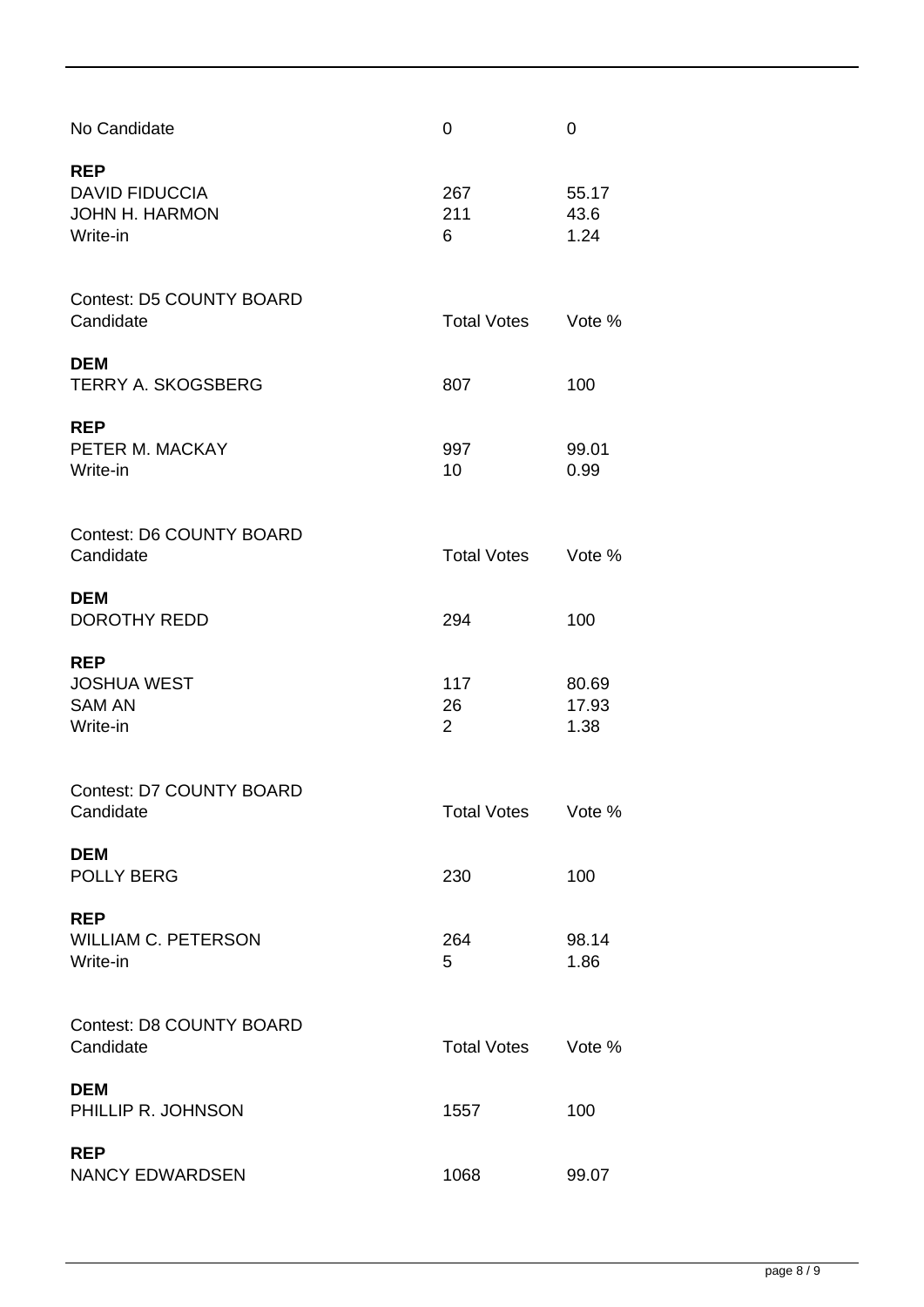| | | |
|---|---|---|
| No Candidate | 0 | 0 |
| **REP** | | |
| DAVID FIDUCCIA | 267 | 55.17 |
| JOHN H. HARMON | 211 | 43.6 |
| Write-in | 6 | 1.24 |

Contest: D5 COUNTY BOARD

| Candidate | Total Votes | Vote % |
|---|---|---|
| **DEM** | | |
| TERRY A. SKOGSBERG | 807 | 100 |
| **REP** | | |
| PETER M. MACKAY | 997 | 99.01 |
| Write-in | 10 | 0.99 |

Contest: D6 COUNTY BOARD

| Candidate | Total Votes | Vote % |
|---|---|---|
| **DEM** | | |
| DOROTHY REDD | 294 | 100 |
| **REP** | | |
| JOSHUA WEST | 117 | 80.69 |
| SAM AN | 26 | 17.93 |
| Write-in | 2 | 1.38 |

Contest: D7 COUNTY BOARD

| Candidate | Total Votes | Vote % |
|---|---|---|
| **DEM** | | |
| POLLY BERG | 230 | 100 |
| **REP** | | |
| WILLIAM C. PETERSON | 264 | 98.14 |
| Write-in | 5 | 1.86 |

Contest: D8 COUNTY BOARD

| Candidate | Total Votes | Vote % |
|---|---|---|
| **DEM** | | |
| PHILLIP R. JOHNSON | 1557 | 100 |
| **REP** | | |
| NANCY EDWARDSEN | 1068 | 99.07 |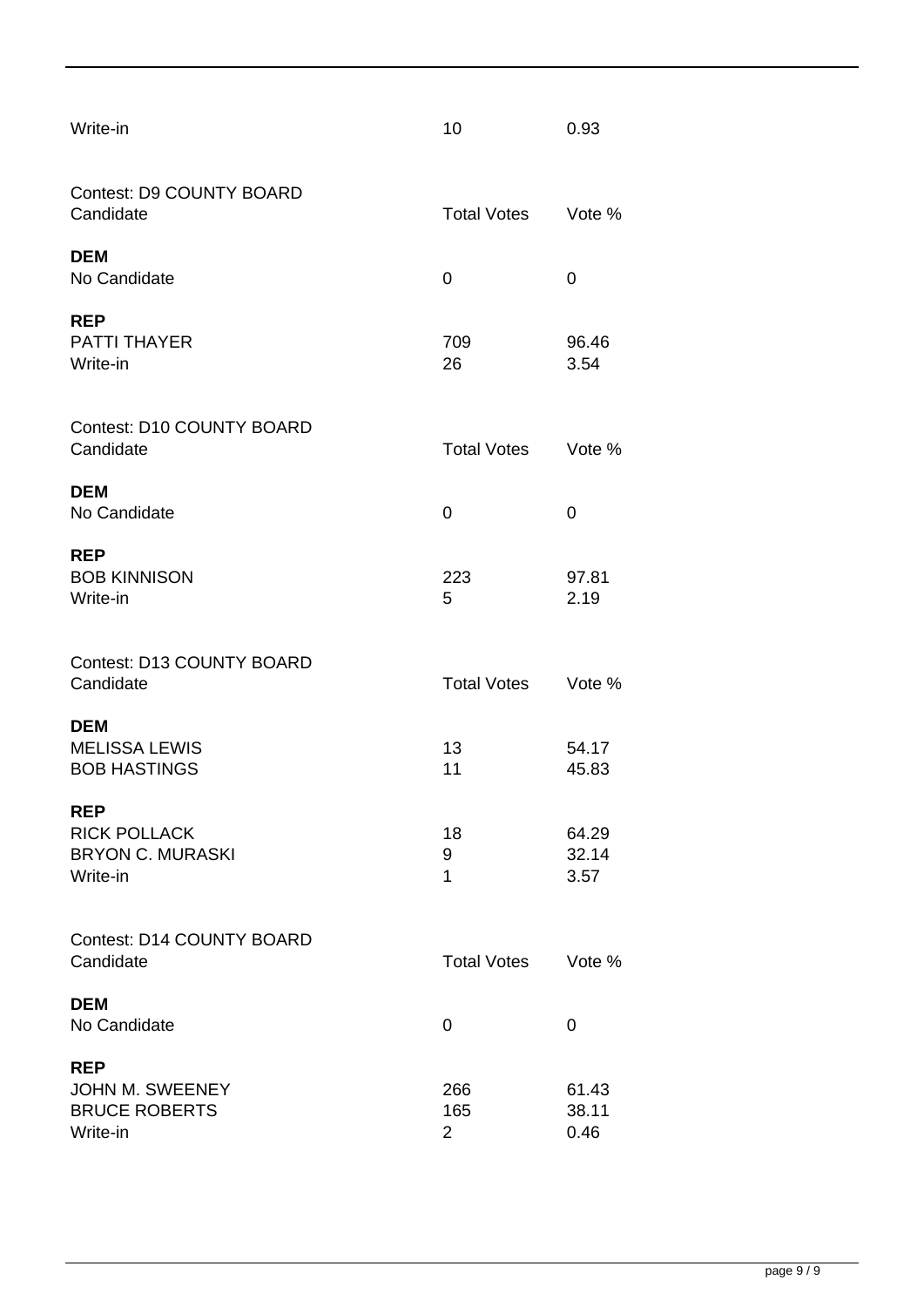| | | |
|---|---|---|
| Write-in | 10 | 0.93 |

Contest: D9 COUNTY BOARD

| Candidate | Total Votes | Vote % |
|---|---|---|
| **DEM** | | |
| No Candidate | 0 | 0 |
| **REP** | | |
| PATTI THAYER | 709 | 96.46 |
| Write-in | 26 | 3.54 |

Contest: D10 COUNTY BOARD

| Candidate | Total Votes | Vote % |
|---|---|---|
| **DEM** | | |
| No Candidate | 0 | 0 |
| **REP** | | |
| BOB KINNISON | 223 | 97.81 |
| Write-in | 5 | 2.19 |

Contest: D13 COUNTY BOARD

| Candidate | Total Votes | Vote % |
|---|---|---|
| **DEM** | | |
| MELISSA LEWIS | 13 | 54.17 |
| BOB HASTINGS | 11 | 45.83 |
| **REP** | | |
| RICK POLLACK | 18 | 64.29 |
| BRYON C. MURASKI | 9 | 32.14 |
| Write-in | 1 | 3.57 |

Contest: D14 COUNTY BOARD

| Candidate | Total Votes | Vote % |
|---|---|---|
| **DEM** | | |
| No Candidate | 0 | 0 |
| **REP** | | |
| JOHN M. SWEENEY | 266 | 61.43 |
| BRUCE ROBERTS | 165 | 38.11 |
| Write-in | 2 | 0.46 |